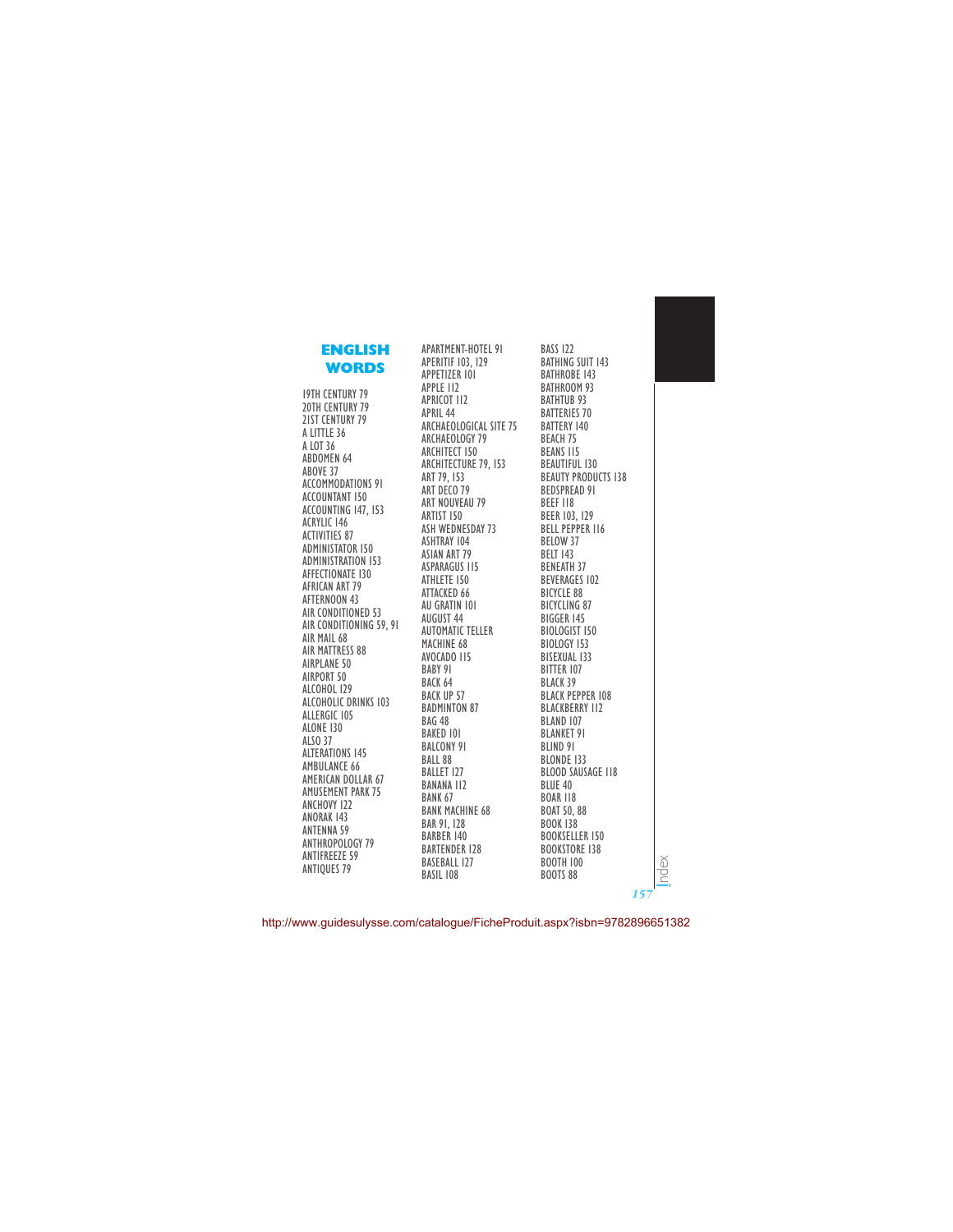# ENGLISH WORDS

19TH CENTURY 79
20TH CENTURY 79
21ST CENTURY 79
A LITTLE 36
A LOT 36
ABDOMEN 64
ABOVE 37
ACCOMMODATIONS 91
ACCOUNTANT 150
ACCOUNTING 147, 153
ACRYLIC 146
ACTIVITIES 87
ADMINISTATOR 150
ADMINISTRATION 153
AFFECTIONATE 130
AFRICAN ART 79
AFTERNOON 43
AIR CONDITIONED 53
AIR CONDITIONING 59, 91
AIR MAIL 68
AIR MATTRESS 88
AIRPLANE 50
AIRPORT 50
ALCOHOL 129
ALCOHOLIC DRINKS 103
ALLERGIC 105
ALONE 130
ALSO 37
ALTERATIONS 145
AMBULANCE 66
AMERICAN DOLLAR 67
AMUSEMENT PARK 75
ANCHOVY 122
ANORAK 143
ANTENNA 59
ANTHROPOLOGY 79
ANTIFREEZE 59
ANTIQUES 79
APARTMENT-HOTEL 91
APERITIF 103, 129
APPETIZER 101
APPLE 112
APRICOT 112
APRIL 44
ARCHAEOLOGICAL SITE 75
ARCHAEOLOGY 79
ARCHITECT 150
ARCHITECTURE 79, 153
ART 79, 153
ART DECO 79
ART NOUVEAU 79
ARTIST 150
ASH WEDNESDAY 73
ASHTRAY 104
ASIAN ART 79
ASPARAGUS 115
ATHLETE 150
ATTACKED 66
AU GRATIN 101
AUGUST 44
AUTOMATIC TELLER MACHINE 68
AVOCADO 115
BABY 91
BACK 64
BACK UP 57
BADMINTON 87
BAG 48
BAKED 101
BALCONY 91
BALL 88
BALLET 127
BANANA 112
BANK 67
BANK MACHINE 68
BAR 91, 128
BARBER 140
BARTENDER 128
BASEBALL 127
BASIL 108
BASS 122
BATHING SUIT 143
BATHROBE 143
BATHROOM 93
BATHTUB 93
BATTERIES 70
BATTERY 140
BEACH 75
BEANS 115
BEAUTIFUL 130
BEAUTY PRODUCTS 138
BEDSPREAD 91
BEEF 118
BEER 103, 129
BELL PEPPER 116
BELOW 37
BELT 143
BENEATH 37
BEVERAGES 102
BICYCLE 88
BICYCLING 87
BIGGER 145
BIOLOGIST 150
BIOLOGY 153
BISEXUAL 133
BITTER 107
BLACK 39
BLACK PEPPER 108
BLACKBERRY 112
BLAND 107
BLANKET 91
BLIND 91
BLONDE 133
BLOOD SAUSAGE 118
BLUE 40
BOAR 118
BOAT 50, 88
BOOK 138
BOOKSELLER 150
BOOKSTORE 138
BOOTH 100
BOOTS 88

http://www.guidesulysse.com/catalogue/FicheProduit.aspx?isbn=9782896651382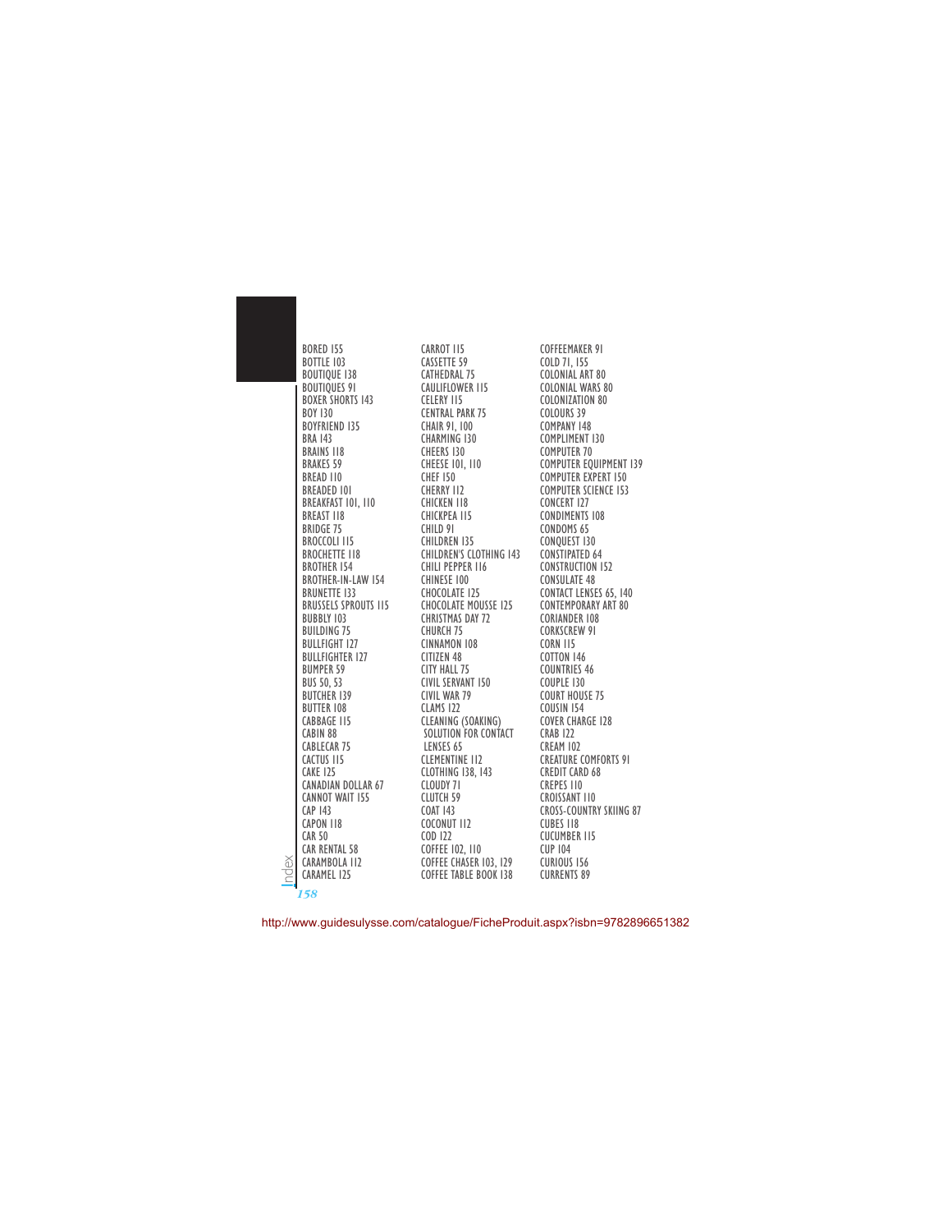BORED 155
BOTTLE 103
BOUTIQUE 138
BOUTIQUES 91
BOXER SHORTS 143
BOY 130
BOYFRIEND 135
BRA 143
BRAINS 118
BRAKES 59
BREAD 110
BREADED 101
BREAKFAST 101, 110
BREAST 118
BRIDGE 75
BROCCOLI 115
BROCHETTE 118
BROTHER 154
BROTHER-IN-LAW 154
BRUNETTE 133
BRUSSELS SPROUTS 115
BUBBLY 103
BUILDING 75
BULLFIGHT 127
BULLFIGHTER 127
BUMPER 59
BUS 50, 53
BUTCHER 139
BUTTER 108
CABBAGE 115
CABIN 88
CABLECAR 75
CACTUS 115
CAKE 125
CANADIAN DOLLAR 67
CANNOT WAIT 155
CAP 143
CAPON 118
CAR 50
CAR RENTAL 58
CARAMBOLA 112
CARAMEL 125
CARROT 115
CASSETTE 59
CATHEDRAL 75
CAULIFLOWER 115
CELERY 115
CENTRAL PARK 75
CHAIR 91, 100
CHARMING 130
CHEERS 130
CHEESE 101, 110
CHEF 150
CHERRY 112
CHICKEN 118
CHICKPEA 115
CHILD 91
CHILDREN 135
CHILDREN'S CLOTHING 143
CHILI PEPPER 116
CHINESE 100
CHOCOLATE 125
CHOCOLATE MOUSSE 125
CHRISTMAS DAY 72
CHURCH 75
CINNAMON 108
CITIZEN 48
CITY HALL 75
CIVIL SERVANT 150
CIVIL WAR 79
CLAMS 122
CLEANING (SOAKING) SOLUTION FOR CONTACT LENSES 65
CLEMENTINE 112
CLOTHING 138, 143
CLOUDY 71
CLUTCH 59
COAT 143
COCONUT 112
COD 122
COFFEE 102, 110
COFFEE CHASER 103, 129
COFFEE TABLE BOOK 138
COFFEEMAKER 91
COLD 71, 155
COLONIAL ART 80
COLONIAL WARS 80
COLONIZATION 80
COLOURS 39
COMPANY 148
COMPLIMENT 130
COMPUTER 70
COMPUTER EQUIPMENT 139
COMPUTER EXPERT 150
COMPUTER SCIENCE 153
CONCERT 127
CONDIMENTS 108
CONDOMS 65
CONQUEST 130
CONSTIPATED 64
CONSTRUCTION 152
CONSULATE 48
CONTACT LENSES 65, 140
CONTEMPORARY ART 80
CORIANDER 108
CORKSCREW 91
CORN 115
COTTON 146
COUNTRIES 46
COUPLE 130
COURT HOUSE 75
COUSIN 154
COVER CHARGE 128
CRAB 122
CREAM 102
CREATURE COMFORTS 91
CREDIT CARD 68
CREPES 110
CROISSANT 110
CROSS-COUNTRY SKIING 87
CUBES 118
CUCUMBER 115
CUP 104
CURIOUS 156
CURRENTS 89

http://www.guidesulysse.com/catalogue/FicheProduit.aspx?isbn=9782896651382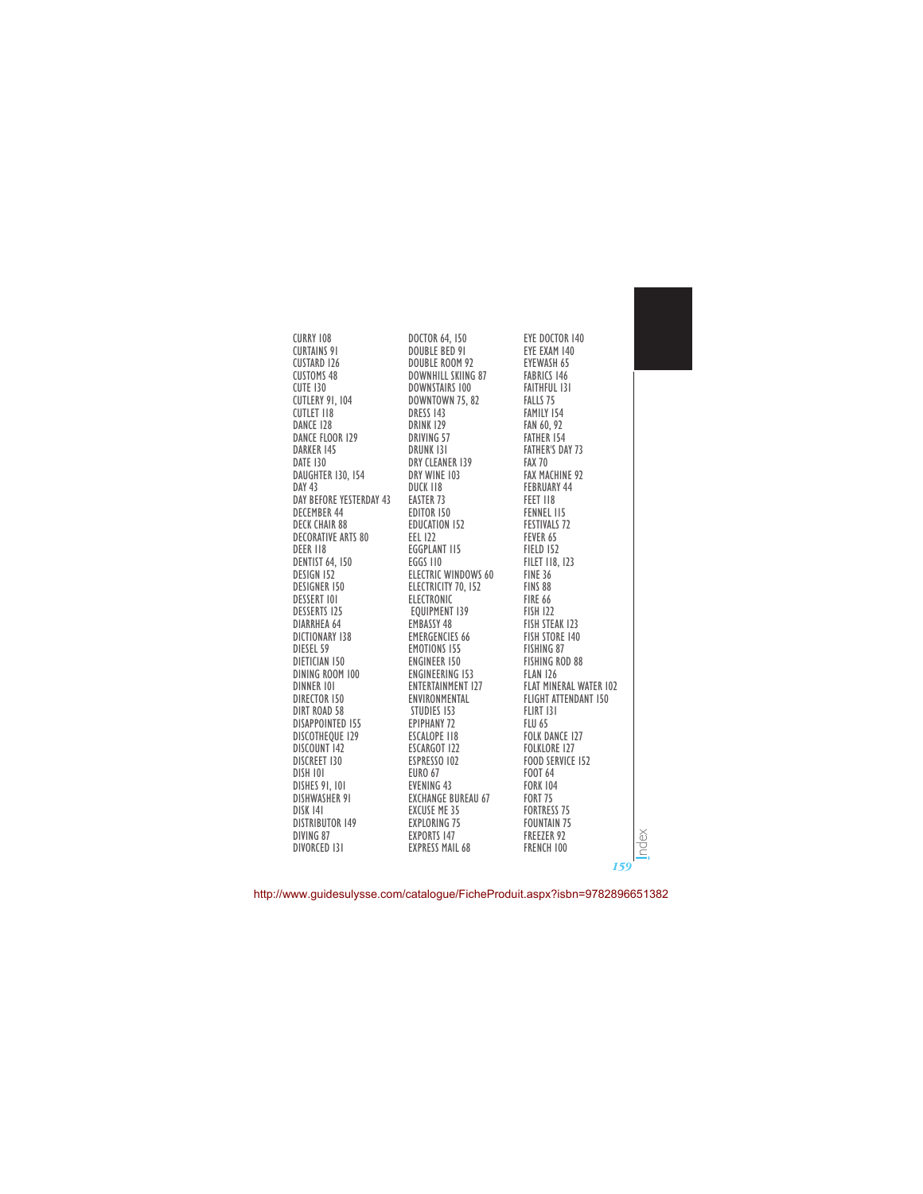CURRY 108
CURTAINS 91
CUSTARD 126
CUSTOMS 48
CUTE 130
CUTLERY 91, 104
CUTLET 118
DANCE 128
DANCE FLOOR 129
DARKER 145
DATE 130
DAUGHTER 130, 154
DAY 43
DAY BEFORE YESTERDAY 43
DECEMBER 44
DECK CHAIR 88
DECORATIVE ARTS 80
DEER 118
DENTIST 64, 150
DESIGN 152
DESIGNER 150
DESSERT 101
DESSERTS 125
DIARRHEA 64
DICTIONARY 138
DIESEL 59
DIETICIAN 150
DINING ROOM 100
DINNER 101
DIRECTOR 150
DIRT ROAD 58
DISAPPOINTED 155
DISCOTHEQUE 129
DISCOUNT 142
DISCREET 130
DISH 101
DISHES 91, 101
DISHWASHER 91
DISK 141
DISTRIBUTOR 149
DIVING 87
DIVORCED 131
DOCTOR 64, 150
DOUBLE BED 91
DOUBLE ROOM 92
DOWNHILL SKIING 87
DOWNSTAIRS 100
DOWNTOWN 75, 82
DRESS 143
DRINK 129
DRIVING 57
DRUNK 131
DRY CLEANER 139
DRY WINE 103
DUCK 118
EASTER 73
EDITOR 150
EDUCATION 152
EEL 122
EGGPLANT 115
EGGS 110
ELECTRIC WINDOWS 60
ELECTRICITY 70, 152
ELECTRONIC
 EQUIPMENT 139
EMBASSY 48
EMERGENCIES 66
EMOTIONS 155
ENGINEER 150
ENGINEERING 153
ENTERTAINMENT 127
ENVIRONMENTAL
 STUDIES 153
EPIPHANY 72
ESCALOPE 118
ESCARGOT 122
ESPRESSO 102
EURO 67
EVENING 43
EXCHANGE BUREAU 67
EXCUSE ME 35
EXPLORING 75
EXPORTS 147
EXPRESS MAIL 68
EYE DOCTOR 140
EYE EXAM 140
EYEWASH 65
FABRICS 146
FAITHFUL 131
FALLS 75
FAMILY 154
FAN 60, 92
FATHER 154
FATHER'S DAY 73
FAX 70
FAX MACHINE 92
FEBRUARY 44
FEET 118
FENNEL 115
FESTIVALS 72
FEVER 65
FIELD 152
FILET 118, 123
FINE 36
FINS 88
FIRE 66
FISH 122
FISH STEAK 123
FISH STORE 140
FISHING 87
FISHING ROD 88
FLAN 126
FLAT MINERAL WATER 102
FLIGHT ATTENDANT 150
FLIRT 131
FLU 65
FOLK DANCE 127
FOLKLORE 127
FOOD SERVICE 152
FOOT 64
FORK 104
FORT 75
FORTRESS 75
FOUNTAIN 75
FREEZER 92
FRENCH 100

http://www.guidesulysse.com/catalogue/FicheProduit.aspx?isbn=9782896651382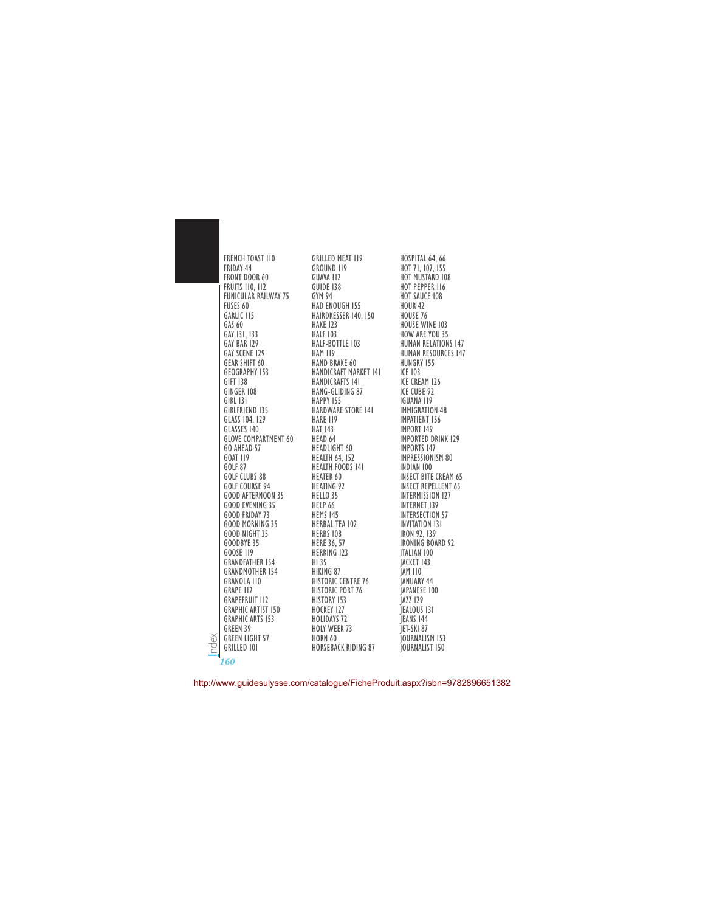FRENCH TOAST 110
FRIDAY 44
FRONT DOOR 60
FRUITS 110, 112
FUNICULAR RAILWAY 75
FUSES 60
GARLIC 115
GAS 60
GAY 131, 133
GAY BAR 129
GAY SCENE 129
GEAR SHIFT 60
GEOGRAPHY 153
GIFT 138
GINGER 108
GIRL 131
GIRLFRIEND 135
GLASS 104, 129
GLASSES 140
GLOVE COMPARTMENT 60
GO AHEAD 57
GOAT 119
GOLF 87
GOLF CLUBS 88
GOLF COURSE 94
GOOD AFTERNOON 35
GOOD EVENING 35
GOOD FRIDAY 73
GOOD MORNING 35
GOOD NIGHT 35
GOODBYE 35
GOOSE 119
GRANDFATHER 154
GRANDMOTHER 154
GRANOLA 110
GRAPE 112
GRAPEFRUIT 112
GRAPHIC ARTIST 150
GRAPHIC ARTS 153
GREEN 39
GREEN LIGHT 57
GRILLED 101
GRILLED MEAT 119
GROUND 119
GUAVA 112
GUIDE 138
GYM 94
HAD ENOUGH 155
HAIRDRESSER 140, 150
HAKE 123
HALF 103
HALF-BOTTLE 103
HAM 119
HAND BRAKE 60
HANDICRAFT MARKET 141
HANDICRAFTS 141
HANG-GLIDING 87
HAPPY 155
HARDWARE STORE 141
HARE 119
HAT 143
HEAD 64
HEADLIGHT 60
HEALTH 64, 152
HEALTH FOODS 141
HEATER 60
HEATING 92
HELLO 35
HELP 66
HEMS 145
HERBAL TEA 102
HERBS 108
HERE 36, 57
HERRING 123
HI 35
HIKING 87
HISTORIC CENTRE 76
HISTORIC PORT 76
HISTORY 153
HOCKEY 127
HOLIDAYS 72
HOLY WEEK 73
HORN 60
HORSEBACK RIDING 87
HOSPITAL 64, 66
HOT 71, 107, 155
HOT MUSTARD 108
HOT PEPPER 116
HOT SAUCE 108
HOUR 42
HOUSE 76
HOUSE WINE 103
HOW ARE YOU 35
HUMAN RELATIONS 147
HUMAN RESOURCES 147
HUNGRY 155
ICE 103
ICE CREAM 126
ICE CUBE 92
IGUANA 119
IMMIGRATION 48
IMPATIENT 156
IMPORT 149
IMPORTED DRINK 129
IMPORTS 147
IMPRESSIONISM 80
INDIAN 100
INSECT BITE CREAM 65
INSECT REPELLENT 65
INTERMISSION 127
INTERNET 139
INTERSECTION 57
INVITATION 131
IRON 92, 139
IRONING BOARD 92
ITALIAN 100
JACKET 143
JAM 110
JANUARY 44
JAPANESE 100
JAZZ 129
JEALOUS 131
JEANS 144
JET-SKI 87
JOURNALISM 153
JOURNALIST 150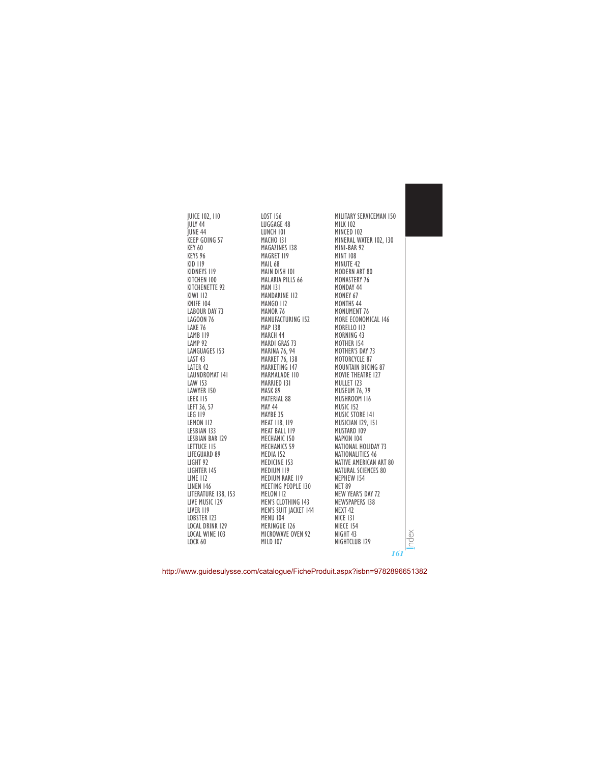JUICE 102, 110
JULY 44
JUNE 44
KEEP GOING 57
KEY 60
KEYS 96
KID 119
KIDNEYS 119
KITCHEN 100
KITCHENETTE 92
KIWI 112
KNIFE 104
LABOUR DAY 73
LAGOON 76
LAKE 76
LAMB 119
LAMP 92
LANGUAGES 153
LAST 43
LATER 42
LAUNDROMAT 141
LAW 153
LAWYER 150
LEEK 115
LEFT 36, 57
LEG 119
LEMON 112
LESBIAN 133
LESBIAN BAR 129
LETTUCE 115
LIFEGUARD 89
LIGHT 92
LIGHTER 145
LIME 112
LINEN 146
LITERATURE 138, 153
LIVE MUSIC 129
LIVER 119
LOBSTER 123
LOCAL DRINK 129
LOCAL WINE 103
LOCK 60
LOST 156
LUGGAGE 48
LUNCH 101
MACHO 131
MAGAZINES 138
MAGRET 119
MAIL 68
MAIN DISH 101
MALARIA PILLS 66
MAN 131
MANDARINE 112
MANGO 112
MANOR 76
MANUFACTURING 152
MAP 138
MARCH 44
MARDI GRAS 73
MARINA 76, 94
MARKET 76, 138
MARKETING 147
MARMALADE 110
MARRIED 131
MASK 89
MATERIAL 88
MAY 44
MAYBE 35
MEAT 118, 119
MEAT BALL 119
MECHANIC 150
MECHANICS 59
MEDIA 152
MEDICINE 153
MEDIUM 119
MEDIUM RARE 119
MEETING PEOPLE 130
MELON 112
MEN'S CLOTHING 143
MEN'S SUIT JACKET 144
MENU 104
MERINGUE 126
MICROWAVE OVEN 92
MILD 107
MILITARY SERVICEMAN 150
MILK 102
MINCED 102
MINERAL WATER 102, 130
MINI-BAR 92
MINT 108
MINUTE 42
MODERN ART 80
MONASTERY 76
MONDAY 44
MONEY 67
MONTHS 44
MONUMENT 76
MORE ECONOMICAL 146
MORELLO 112
MORNING 43
MOTHER 154
MOTHER'S DAY 73
MOTORCYCLE 87
MOUNTAIN BIKING 87
MOVIE THEATRE 127
MULLET 123
MUSEUM 76, 79
MUSHROOM 116
MUSIC 152
MUSIC STORE 141
MUSICIAN 129, 151
MUSTARD 109
NAPKIN 104
NATIONAL HOLIDAY 73
NATIONALITIES 46
NATIVE AMERICAN ART 80
NATURAL SCIENCES 80
NEPHEW 154
NET 89
NEW YEAR'S DAY 72
NEWSPAPERS 138
NEXT 42
NICE 131
NIECE 154
NIGHT 43
NIGHTCLUB 129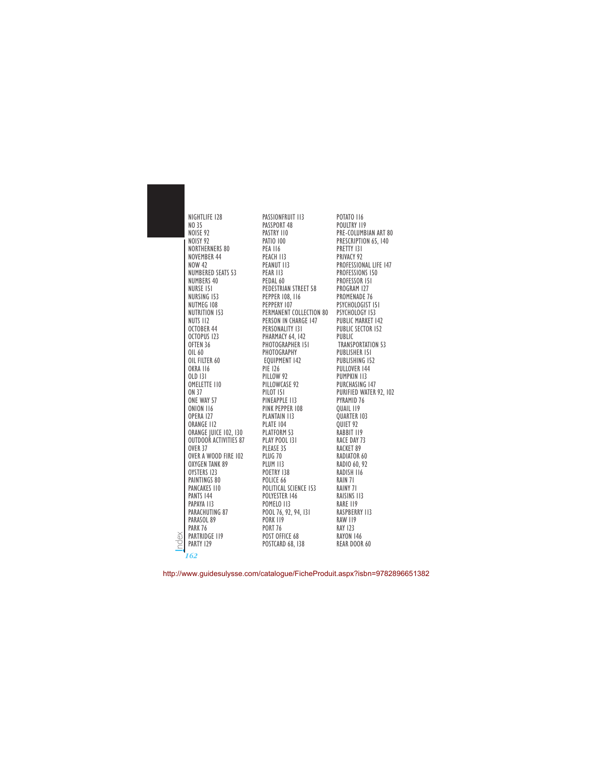NIGHTLIFE 128
NO 35
NOISE 92
NOISY 92
NORTHERNERS 80
NOVEMBER 44
NOW 42
NUMBERED SEATS 53
NUMBERS 40
NURSE 151
NURSING 153
NUTMEG 108
NUTRITION 153
NUTS 112
OCTOBER 44
OCTOPUS 123
OFTEN 36
OIL 60
OIL FILTER 60
OKRA 116
OLD 131
OMELETTE 110
ON 37
ONE WAY 57
ONION 116
OPERA 127
ORANGE 112
ORANGE JUICE 102, 130
OUTDOOR ACTIVITIES 87
OVER 37
OVER A WOOD FIRE 102
OXYGEN TANK 89
OYSTERS 123
PAINTINGS 80
PANCAKES 110
PANTS 144
PAPAYA 113
PARACHUTING 87
PARASOL 89
PARK 76
PARTRIDGE 119
PARTY 129
PASSIONFRUIT 113
PASSPORT 48
PASTRY 110
PATIO 100
PEA 116
PEACH 113
PEANUT 113
PEAR 113
PEDAL 60
PEDESTRIAN STREET 58
PEPPER 108, 116
PEPPERY 107
PERMANENT COLLECTION 80
PERSON IN CHARGE 147
PERSONALITY 131
PHARMACY 64, 142
PHOTOGRAPHER 151
PHOTOGRAPHY EQUIPMENT 142
PIE 126
PILLOW 92
PILLOWCASE 92
PILOT 151
PINEAPPLE 113
PINK PEPPER 108
PLANTAIN 113
PLATE 104
PLATFORM 53
PLAY POOL 131
PLEASE 35
PLUG 70
PLUM 113
POETRY 138
POLICE 66
POLITICAL SCIENCE 153
POLYESTER 146
POMELO 113
POOL 76, 92, 94, 131
PORK 119
PORT 76
POST OFFICE 68
POSTCARD 68, 138
POTATO 116
POULTRY 119
PRE-COLUMBIAN ART 80
PRESCRIPTION 65, 140
PRETTY 131
PRIVACY 92
PROFESSIONAL LIFE 147
PROFESSIONS 150
PROFESSOR 151
PROGRAM 127
PROMENADE 76
PSYCHOLOGIST 151
PSYCHOLOGY 153
PUBLIC MARKET 142
PUBLIC SECTOR 152
PUBLIC TRANSPORTATION 53
PUBLISHER 151
PUBLISHING 152
PULLOVER 144
PUMPKIN 113
PURCHASING 147
PURIFIED WATER 92, 102
PYRAMID 76
QUAIL 119
QUARTER 103
QUIET 92
RABBIT 119
RACE DAY 73
RACKET 89
RADIATOR 60
RADIO 60, 92
RADISH 116
RAIN 71
RAINY 71
RAISINS 113
RARE 119
RASPBERRY 113
RAW 119
RAY 123
RAYON 146
REAR DOOR 60

http://www.guidesulysse.com/catalogue/FicheProduit.aspx?isbn=9782896651382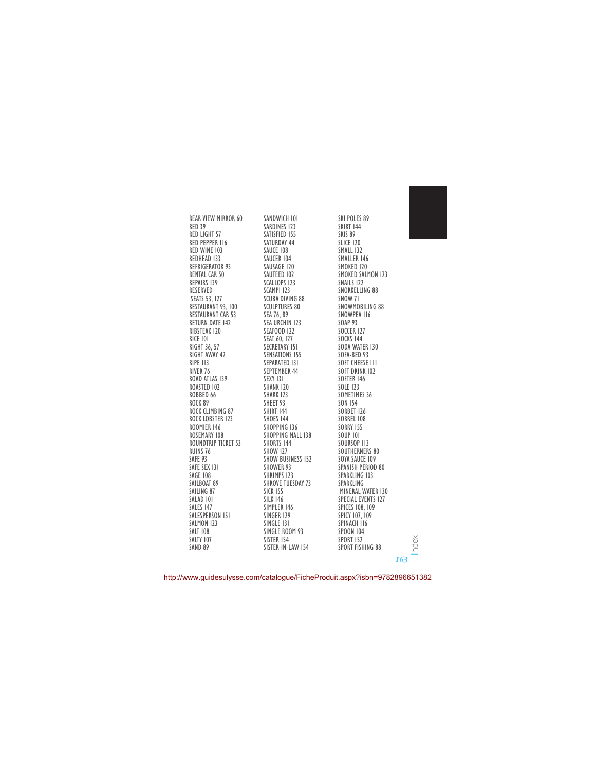REAR-VIEW MIRROR 60
RED 39
RED LIGHT 57
RED PEPPER 116
RED WINE 103
REDHEAD 133
REFRIGERATOR 93
RENTAL CAR 50
REPAIRS 139
RESERVED
 SEATS 53, 127
RESTAURANT 93, 100
RESTAURANT CAR 53
RETURN DATE 142
RIBSTEAK 120
RICE 101
RIGHT 36, 57
RIGHT AWAY 42
RIPE 113
RIVER 76
ROAD ATLAS 139
ROASTED 102
ROBBED 66
ROCK 89
ROCK CLIMBING 87
ROCK LOBSTER 123
ROOMIER 146
ROSEMARY 108
ROUNDTRIP TICKET 53
RUINS 76
SAFE 93
SAFE SEX 131
SAGE 108
SAILBOAT 89
SAILING 87
SALAD 101
SALES 147
SALESPERSON 151
SALMON 123
SALT 108
SALTY 107
SAND 89
SANDWICH 101
SARDINES 123
SATISFIED 155
SATURDAY 44
SAUCE 108
SAUCER 104
SAUSAGE 120
SAUTEED 102
SCALLOPS 123
SCAMPI 123
SCUBA DIVING 88
SCULPTURES 80
SEA 76, 89
SEA URCHIN 123
SEAFOOD 122
SEAT 60, 127
SECRETARY 151
SENSATIONS 155
SEPARATED 131
SEPTEMBER 44
SEXY 131
SHANK 120
SHARK 123
SHEET 93
SHIRT 144
SHOES 144
SHOPPING 136
SHOPPING MALL 138
SHORTS 144
SHOW 127
SHOW BUSINESS 152
SHOWER 93
SHRIMPS 123
SHROVE TUESDAY 73
SICK 155
SILK 146
SIMPLER 146
SINGER 129
SINGLE 131
SINGLE ROOM 93
SISTER 154
SISTER-IN-LAW 154
SKI POLES 89
SKIRT 144
SKIS 89
SLICE 120
SMALL 132
SMALLER 146
SMOKED 120
SMOKED SALMON 123
SNAILS 122
SNORKELLING 88
SNOW 71
SNOWMOBILING 88
SNOWPEA 116
SOAP 93
SOCCER 127
SOCKS 144
SODA WATER 130
SOFA-BED 93
SOFT CHEESE 111
SOFT DRINK 102
SOFTER 146
SOLE 123
SOMETIMES 36
SON 154
SORBET 126
SORREL 108
SORRY 155
SOUP 101
SOURSOP 113
SOUTHERNERS 80
SOYA SAUCE 109
SPANISH PERIOD 80
SPARKLING 103
SPARKLING
 MINERAL WATER 130
SPECIAL EVENTS 127
SPICES 108, 109
SPICY 107, 109
SPINACH 116
SPOON 104
SPORT 152
SPORT FISHING 88

http://www.guidesulysse.com/catalogue/FicheProduit.aspx?isbn=9782896651382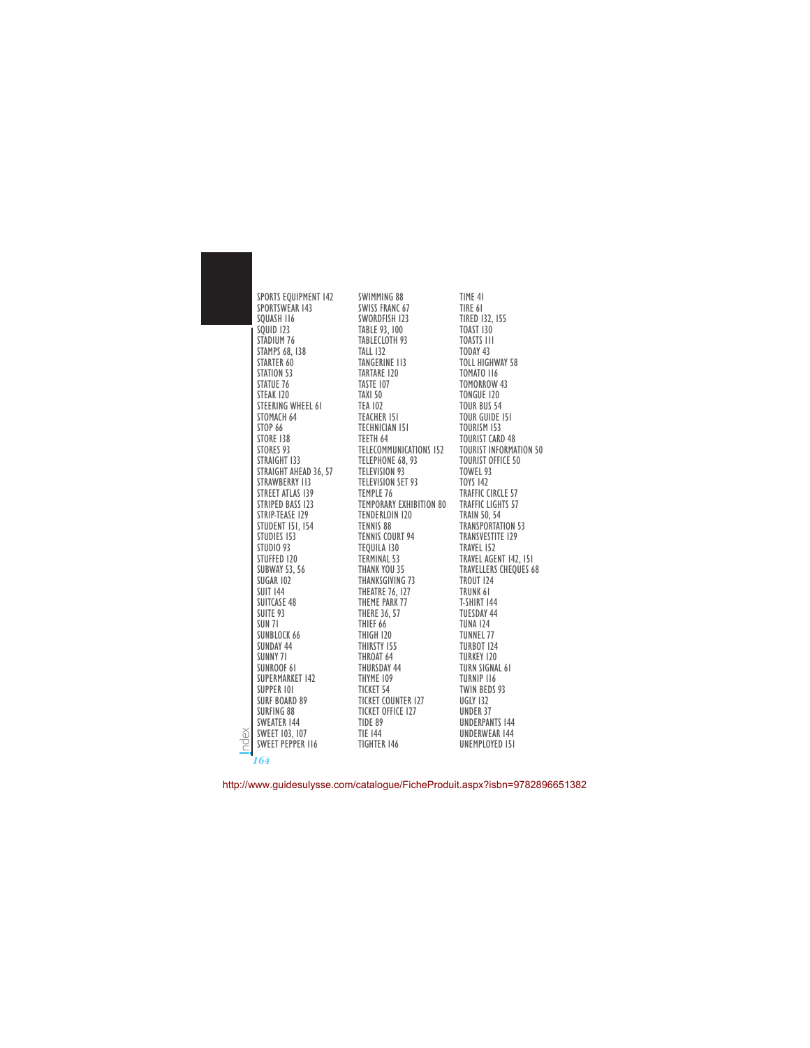SPORTS EQUIPMENT 142
SPORTSWEAR 143
SQUASH 116
SQUID 123
STADIUM 76
STAMPS 68, 138
STARTER 60
STATION 53
STATUE 76
STEAK 120
STEERING WHEEL 61
STOMACH 64
STOP 66
STORE 138
STORES 93
STRAIGHT 133
STRAIGHT AHEAD 36, 57
STRAWBERRY 113
STREET ATLAS 139
STRIPED BASS 123
STRIP-TEASE 129
STUDENT 151, 154
STUDIES 153
STUDIO 93
STUFFED 120
SUBWAY 53, 56
SUGAR 102
SUIT 144
SUITCASE 48
SUITE 93
SUN 71
SUNBLOCK 66
SUNDAY 44
SUNNY 71
SUNROOF 61
SUPERMARKET 142
SUPPER 101
SURF BOARD 89
SURFING 88
SWEATER 144
SWEET 103, 107
SWEET PEPPER 116
SWIMMING 88
SWISS FRANC 67
SWORDFISH 123
TABLE 93, 100
TABLECLOTH 93
TALL 132
TANGERINE 113
TARTARE 120
TASTE 107
TAXI 50
TEA 102
TEACHER 151
TECHNICIAN 151
TEETH 64
TELECOMMUNICATIONS 152
TELEPHONE 68, 93
TELEVISION 93
TELEVISION SET 93
TEMPLE 76
TEMPORARY EXHIBITION 80
TENDERLOIN 120
TENNIS 88
TENNIS COURT 94
TEQUILA 130
TERMINAL 53
THANK YOU 35
THANKSGIVING 73
THEATRE 76, 127
THEME PARK 77
THERE 36, 57
THIEF 66
THIGH 120
THIRSTY 155
THROAT 64
THURSDAY 44
THYME 109
TICKET 54
TICKET COUNTER 127
TICKET OFFICE 127
TIDE 89
TIE 144
TIGHTER 146
TIME 41
TIRE 61
TIRED 132, 155
TOAST 130
TOASTS 111
TODAY 43
TOLL HIGHWAY 58
TOMATO 116
TOMORROW 43
TONGUE 120
TOUR BUS 54
TOUR GUIDE 151
TOURISM 153
TOURIST CARD 48
TOURIST INFORMATION 50
TOURIST OFFICE 50
TOWEL 93
TOYS 142
TRAFFIC CIRCLE 57
TRAFFIC LIGHTS 57
TRAIN 50, 54
TRANSPORTATION 53
TRANSVESTITE 129
TRAVEL 152
TRAVEL AGENT 142, 151
TRAVELLERS CHEQUES 68
TROUT 124
TRUNK 61
T-SHIRT 144
TUESDAY 44
TUNA 124
TUNNEL 77
TURBOT 124
TURKEY 120
TURN SIGNAL 61
TURNIP 116
TWIN BEDS 93
UGLY 132
UNDER 37
UNDERPANTS 144
UNDERWEAR 144
UNEMPLOYED 151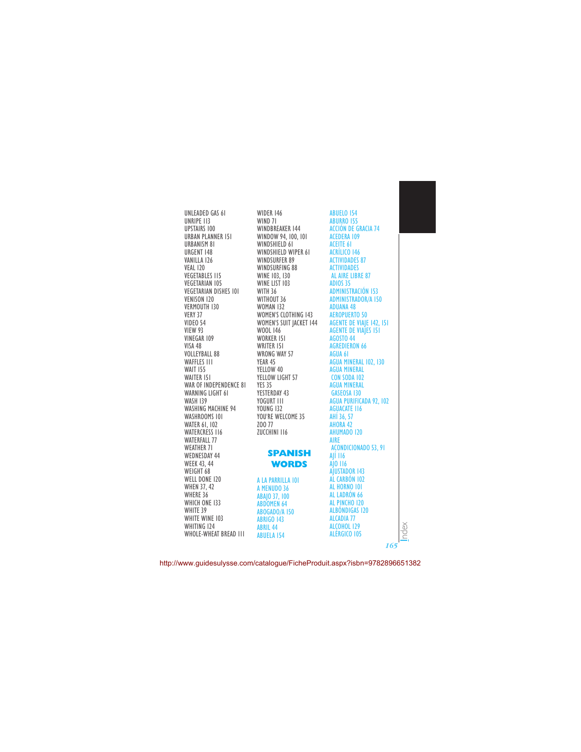UNLEADED GAS 61
UNRIPE 113
UPSTAIRS 100
URBAN PLANNER 151
URBANISM 81
URGENT 148
VANILLA 126
VEAL 120
VEGETABLES 115
VEGETARIAN 105
VEGETARIAN DISHES 101
VENISON 120
VERMOUTH 130
VERY 37
VIDEO 54
VIEW 93
VINEGAR 109
VISA 48
VOLLEYBALL 88
WAFFLES 111
WAIT 155
WAITER 151
WAR OF INDEPENDENCE 81
WARNING LIGHT 61
WASH 139
WASHING MACHINE 94
WASHROOMS 101
WATER 61, 102
WATERCRESS 116
WATERFALL 77
WEATHER 71
WEDNESDAY 44
WEEK 43, 44
WEIGHT 68
WELL DONE 120
WHEN 37, 42
WHERE 36
WHICH ONE 133
WHITE 39
WHITE WINE 103
WHITING 124
WHOLE-WHEAT BREAD 111
WIDER 146
WIND 71
WINDBREAKER 144
WINDOW 94, 100, 101
WINDSHIELD 61
WINDSHIELD WIPER 61
WINDSURFER 89
WINDSURFING 88
WINE 103, 130
WINE LIST 103
WITH 36
WITHOUT 36
WOMAN 132
WOMEN'S CLOTHING 143
WOMEN'S SUIT JACKET 144
WOOL 146
WORKER 151
WRITER 151
WRONG WAY 57
YEAR 45
YELLOW 40
YELLOW LIGHT 57
YES 35
YESTERDAY 43
YOGURT 111
YOUNG 132
YOU'RE WELCOME 35
ZOO 77
ZUCCHINI 116

## SPANISH WORDS

A LA PARRILLA 101
A MENUDO 36
ABAJO 37, 100
ABDOMEN 64
ABOGADO/A 150
ABRIGO 143
ABRIL 44
ABUELA 154
ABUELO 154
ABURRO 155
ACCIÓN DE GRACIA 74
ACEDERA 109
ACEITE 61
ACRÍLICO 146
ACTIVIDADES 87
ACTIVIDADES AL AIRE LIBRE 87
ADIOS 35
ADMINISTRACIÓN 153
ADMINISTRADOR/A 150
ADUANA 48
AEROPUERTO 50
AGENTE DE VIAJE 142, 151
AGENTE DE VIAJES 151
AGOSTO 44
AGREDIERON 66
AGUA 61
AGUA MINERAL 102, 130
AGUA MINERAL CON SODA 102
AGUA MINERAL GASEOSA 130
AGUA PURIFICADA 92, 102
AGUACATE 116
AHÍ 36, 57
AHORA 42
AHUMADO 120
AIRE ACONDICIONADO 53, 91
AJÍ 116
AJO 116
AJUSTADOR 143
AL CARBÓN 102
AL HORNO 101
AL LADRÓN 66
AL PINCHO 120
ALBÓNDIGAS 120
ALCADIA 77
ALCOHOL 129
ALÉRGICO 105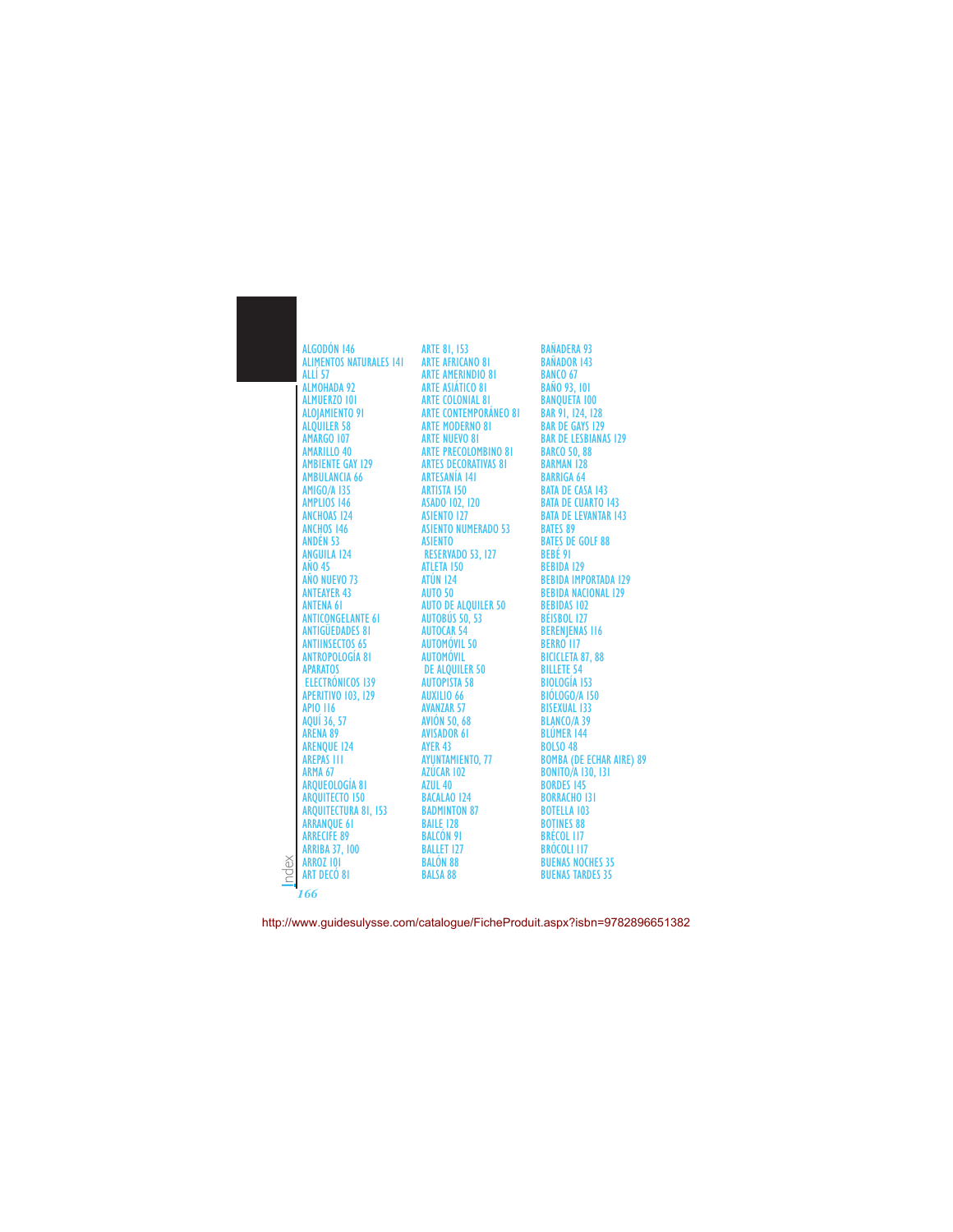ALGODÓN 146
ALIMENTOS NATURALES 141
ALLÍ 57
ALMOHADA 92
ALMUERZO 101
ALOJAMIENTO 91
ALQUILER 58
AMARGO 107
AMARILLO 40
AMBIENTE GAY 129
AMBULANCIA 66
AMIGO/A 135
AMPLIOS 146
ANCHOAS 124
ANCHOS 146
ANDÉN 53
ANGUILA 124
AÑO 45
AÑO NUEVO 73
ANTEAYER 43
ANTENA 61
ANTICONGELANTE 61
ANTIGÜEDADES 81
ANTIINSECTOS 65
ANTROPOLOGÍA 81
APARATOS
 ELECTRÓNICOS 139
APERITIVO 103, 129
APIO 116
AQUÍ 36, 57
ARENA 89
ARENQUE 124
AREPAS 111
ARMA 67
ARQUEOLOGÍA 81
ARQUITECTO 150
ARQUITECTURA 81, 153
ARRANQUE 61
ARRECIFE 89
ARRIBA 37, 100
ARROZ 101
ART DECÓ 81
ARTE 81, 153
ARTE AFRICANO 81
ARTE AMERINDIO 81
ARTE ASIÁTICO 81
ARTE COLONIAL 81
ARTE CONTEMPORÁNEO 81
ARTE MODERNO 81
ARTE NUEVO 81
ARTE PRECOLOMBINO 81
ARTES DECORATIVAS 81
ARTESANÍA 141
ARTISTA 150
ASADO 102, 120
ASIENTO 127
ASIENTO NUMERADO 53
ASIENTO
 RESERVADO 53, 127
ATLETA 150
ATÚN 124
AUTO 50
AUTO DE ALQUILER 50
AUTOBÚS 50, 53
AUTOCAR 54
AUTOMÓVIL 50
AUTOMÓVIL
 DE ALQUILER 50
AUTOPISTA 58
AUXILIO 66
AVANZAR 57
AVIÓN 50, 68
AVISADOR 61
AYER 43
AYUNTAMIENTO, 77
AZÚCAR 102
AZUL 40
BACALAO 124
BADMINTON 87
BAILE 128
BALCÓN 91
BALLET 127
BALÓN 88
BALSA 88
BAÑADERA 93
BAÑADOR 143
BANCO 67
BAÑO 93, 101
BANQUETA 100
BAR 91, 124, 128
BAR DE GAYS 129
BAR DE LESBIANAS 129
BARCO 50, 88
BARMAN 128
BARRIGA 64
BATA DE CASA 143
BATA DE CUARTO 143
BATA DE LEVANTAR 143
BATES 89
BATES DE GOLF 88
BEBÉ 91
BEBIDA 129
BEBIDA IMPORTADA 129
BEBIDA NACIONAL 129
BEBIDAS 102
BÉISBOL 127
BERENJENAS 116
BERRO 117
BICICLETA 87, 88
BILLETE 54
BIOLOGÍA 153
BIÓLOGO/A 150
BISEXUAL 133
BLANCO/A 39
BLÚMER 144
BOLSO 48
BOMBA (DE ECHAR AIRE) 89
BONITO/A 130, 131
BORDES 145
BORRACHO 131
BOTELLA 103
BOTINES 88
BRÉCOL 117
BRÓCOLI 117
BUENAS NOCHES 35
BUENAS TARDES 35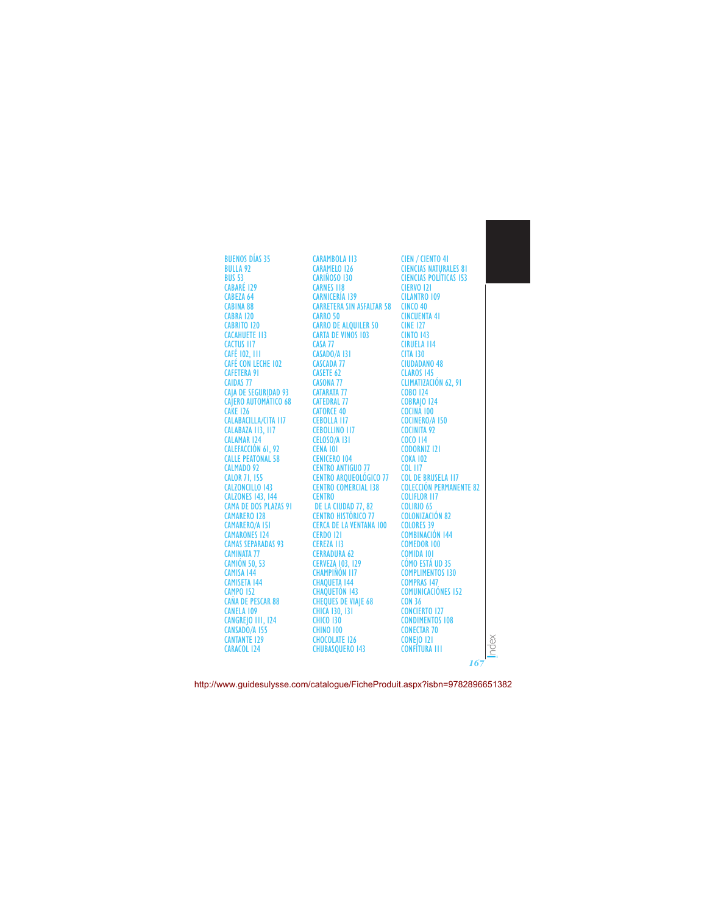BUENOS DÍAS 35
BULLA 92
BUS 53
CABARÉ 129
CABEZA 64
CABINA 88
CABRA 120
CABRITO 120
CACAHUETE 113
CACTUS 117
CAFÉ 102, 111
CAFÉ CON LECHE 102
CAFETERA 91
CAIDAS 77
CAJA DE SEGURIDAD 93
CAJERO AUTOMÁTICO 68
CAKE 126
CALABACILLA/CITA 117
CALABAZA 113, 117
CALAMAR 124
CALEFACCIÓN 61, 92
CALLE PEATONAL 58
CALMADO 92
CALOR 71, 155
CALZONCILLO 143
CALZONES 143, 144
CAMA DE DOS PLAZAS 91
CAMARERO 128
CAMARERO/A 151
CAMARONES 124
CAMAS SEPARADAS 93
CAMINATA 77
CAMIÓN 50, 53
CAMISA 144
CAMISETA 144
CAMPO 152
CAÑA DE PESCAR 88
CANELA 109
CANGREJO 111, 124
CANSADO/A 155
CANTANTE 129
CARACOL 124
CARAMBOLA 113
CARAMELO 126
CARIÑOSO 130
CARNES 118
CARNICERÍA 139
CARRETERA SIN ASFALTAR 58
CARRO 50
CARRO DE ALQUILER 50
CARTA DE VINOS 103
CASA 77
CASADO/A 131
CASCADA 77
CASETE 62
CASONA 77
CATARATA 77
CATEDRAL 77
CATORCE 40
CEBOLLA 117
CEBOLLINO 117
CELOSO/A 131
CENA 101
CENICERO 104
CENTRO ANTIGUO 77
CENTRO ARQUEOLÓGICO 77
CENTRO COMERCIAL 138
CENTRO DE LA CIUDAD 77, 82
CENTRO HISTÓRICO 77
CERCA DE LA VENTANA 100
CERDO 121
CEREZA 113
CERRADURA 62
CERVEZA 103, 129
CHAMPIÑÓN 117
CHAQUETA 144
CHAQUETÓN 143
CHEQUES DE VIAJE 68
CHICA 130, 131
CHICO 130
CHINO 100
CHOCOLATE 126
CHUBASQUERO 143
CIEN / CIENTO 41
CIENCIAS NATURALES 81
CIENCIAS POLÍTICAS 153
CIERVO 121
CILANTRO 109
CINCO 40
CINCUENTA 41
CINE 127
CINTO 143
CIRUELA 114
CITA 130
CIUDADANO 48
CLAROS 145
CLIMATIZACIÓN 62, 91
COBO 124
COBRAJO 124
COCINA 100
COCINERO/A 150
COCINITA 92
COCO 114
CODORNIZ 121
COKA 102
COL 117
COL DE BRUSELA 117
COLECCIÓN PERMANENTE 82
COLIFLOR 117
COLIRIO 65
COLONIZACIÓN 82
COLORES 39
COMBINACIÓN 144
COMEDOR 100
COMIDA 101
CÓMO ESTÁ UD 35
COMPLIMENTOS 130
COMPRAS 147
COMUNICACIONES 152
CON 36
CONCIERTO 127
CONDIMENTOS 108
CONECTAR 70
CONEJO 121
CONFITURA 111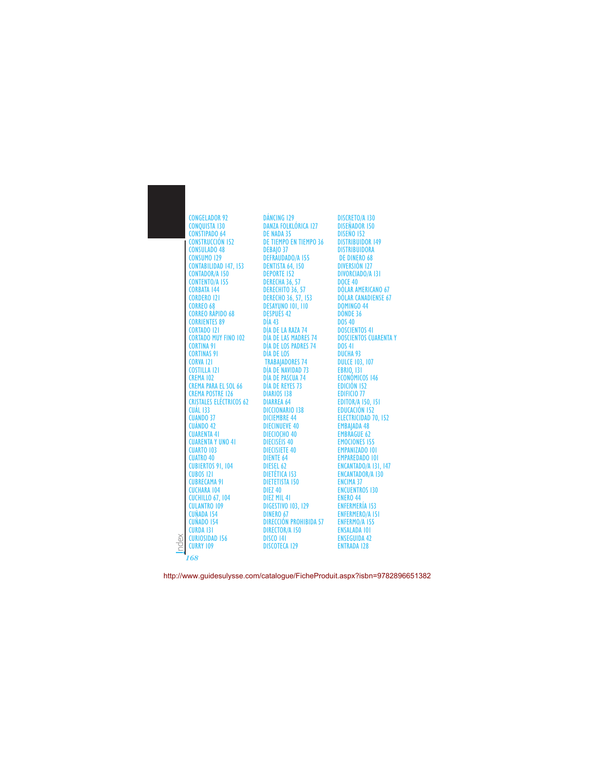CONGELADOR 92
CONQUISTA 130
CONSTIPADO 64
CONSTRUCCIÓN 152
CONSULADO 48
CONSUMO 129
CONTABILIDAD 147, 153
CONTADOR/A 150
CONTENTO/A 155
CORBATA 144
CORDERO 121
CORREO 68
CORREO RÁPIDO 68
CORRIENTES 89
CORTADO 121
CORTADO MUY FINO 102
CORTINA 91
CORTINAS 91
CORVA 121
COSTILLA 121
CREMA 102
CREMA PARA EL SOL 66
CREMA POSTRE 126
CRISTALES ELÉCTRICOS 62
CUÁL 133
CUANDO 37
CUÁNDO 42
CUARENTA 41
CUARENTA Y UNO 41
CUARTO 103
CUATRO 40
CUBIERTOS 91, 104
CUBOS 121
CUBRECAMA 91
CUCHARA 104
CUCHILLO 67, 104
CULANTRO 109
CUÑADA 154
CUÑADO 154
CURDA 131
CURIOSIDAD 156
CURRY 109

DÁNCING 129
DANZA FOLKLÓRICA 127
DE NADA 35
DE TIEMPO EN TIEMPO 36
DEBAJO 37
DEFRAUDADO/A 155
DENTISTA 64, 150
DEPORTE 152
DERECHA 36, 57
DERECHITO 36, 57
DERECHO 36, 57, 153
DESAYUNO 101, 110
DESPUÉS 42
DÍA 43
DÍA DE LA RAZA 74
DÍA DE LAS MADRES 74
DÍA DE LOS PADRES 74
DÍA DE LOS TRABAJADORES 74
DÍA DE NAVIDAD 73
DÍA DE PASCUA 74
DÍA DE REYES 73
DIARIOS 138
DIARREA 64
DICCIONARIO 138
DICIEMBRE 44
DIECINUEVE 40
DIECIOCHO 40
DIECISÉIS 40
DIECISIETE 40
DIENTE 64
DIESEL 62
DIETÉTICA 153
DIETETISTA 150
DIEZ 40
DIEZ MIL 41
DIGESTIVO 103, 129
DINERO 67
DIRECCIÓN PROHIBIDA 57
DIRECTOR/A 150
DISCO 141
DISCOTECA 129

DISCRETO/A 130
DISEÑADOR 150
DISEÑO 152
DISTRIBUIDOR 149
DISTRIBUIDORA DE DINERO 68
DIVERSIÓN 127
DIVORCIADO/A 131
DOCE 40
DÓLAR AMERICANO 67
DÓLAR CANADIENSE 67
DOMINGO 44
DÓNDE 36
DOS 40
DOSCIENTOS 41
DOSCIENTOS CUARENTA Y DOS 41
DUCHA 93
DULCE 103, 107
EBRIO, 131
ECONÓMICOS 146
EDICIÓN 152
EDIFICIO 77
EDITOR/A 150, 151
EDUCACIÓN 152
ELECTRICIDAD 70, 152
EMBAJADA 48
EMBRAGUE 62
EMOCIONES 155
EMPANIZADO 101
EMPAREDADO 101
ENCANTADO/A 131, 147
ENCANTADOR/A 130
ENCIMA 37
ENCUENTROS 130
ENERO 44
ENFERMERÍA 153
ENFERMERO/A 151
ENFERMO/A 155
ENSALADA 101
ENSEGUIDA 42
ENTRADA 128

http://www.guidesulysse.com/catalogue/FicheProduit.aspx?isbn=9782896651382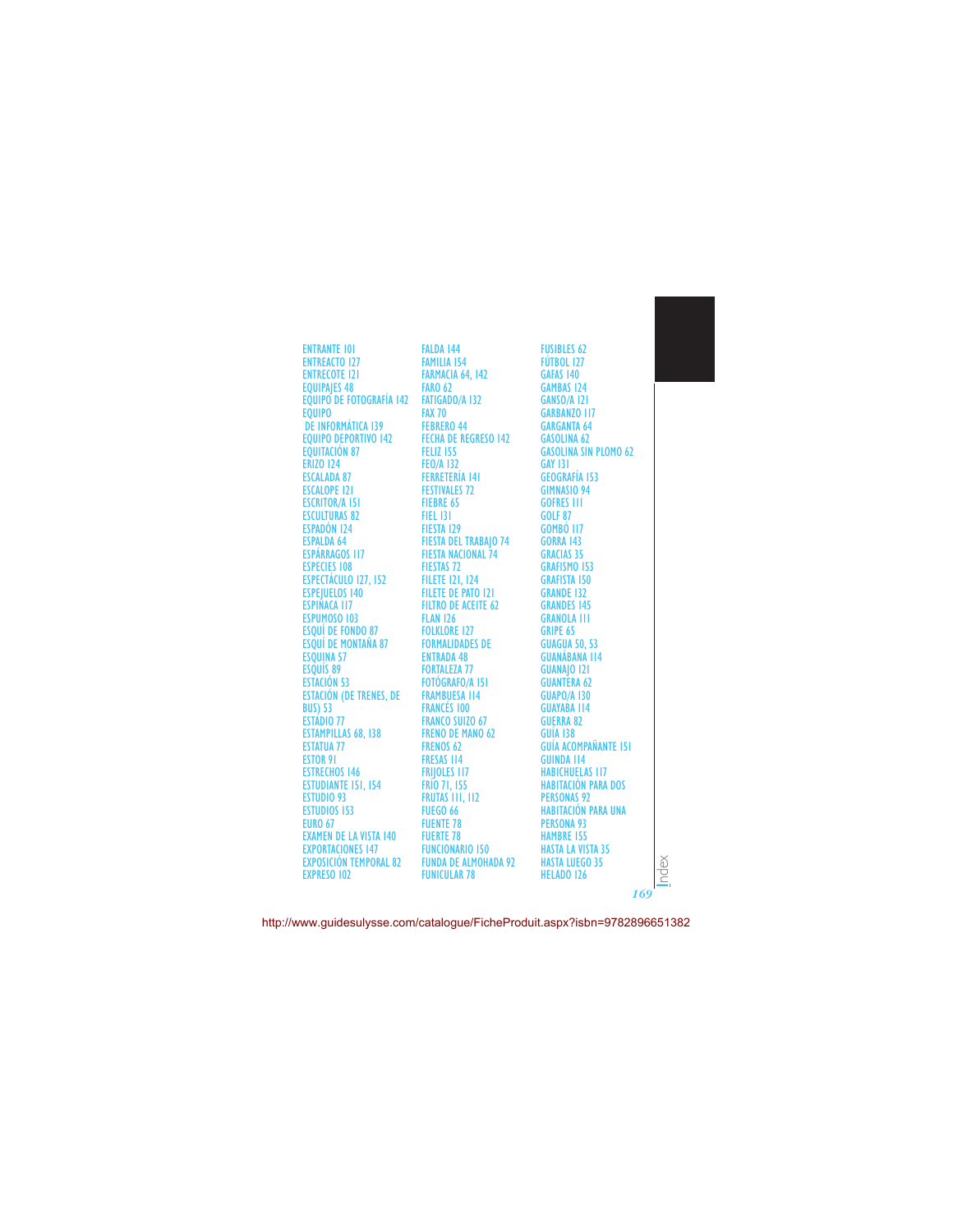ENTRANTE 101
ENTREACTO 127
ENTRECOTE 121
EQUIPAJES 48
EQUIPO DE FOTOGRAFÍA 142
EQUIPO
DE INFORMÁTICA 139
EQUIPO DEPORTIVO 142
EQUITACIÓN 87
ERIZO 124
ESCALADA 87
ESCALOPE 121
ESCRITOR/A 151
ESCULTURAS 82
ESPADÓN 124
ESPALDA 64
ESPÁRRAGOS 117
ESPECIES 108
ESPECTÁCULO 127, 152
ESPEJUELOS 140
ESPINACA 117
ESPUMOSO 103
ESQUÍ DE FONDO 87
ESQUÍ DE MONTAÑA 87
ESQUINA 57
ESQUÍS 89
ESTACIÓN 53
ESTACIÓN (DE TRENES, DE BUS) 53
ESTADIO 77
ESTAMPILLAS 68, 138
ESTATUA 77
ESTOR 91
ESTRECHOS 146
ESTUDIANTE 151, 154
ESTUDIO 93
ESTUDIOS 153
EURO 67
EXAMEN DE LA VISTA 140
EXPORTACIONES 147
EXPOSICIÓN TEMPORAL 82
EXPRESO 102
FALDA 144
FAMILIA 154
FARMACIA 64, 142
FARO 62
FATIGADO/A 132
FAX 70
FEBRERO 44
FECHA DE REGRESO 142
FELIZ 155
FEO/A 132
FERRETERÍA 141
FESTIVALES 72
FIEBRE 65
FIEL 131
FIESTA 129
FIESTA DEL TRABAJO 74
FIESTA NACIONAL 74
FIESTAS 72
FILETE 121, 124
FILETE DE PATO 121
FILTRO DE ACEITE 62
FLAN 126
FOLKLORE 127
FORMALIDADES DE ENTRADA 48
FORTALEZA 77
FOTÓGRAFO/A 151
FRAMBUESA 114
FRANCÉS 100
FRANCO SUIZO 67
FRENO DE MANO 62
FRENOS 62
FRESAS 114
FRIJOLES 117
FRÍO 71, 155
FRUTAS 111, 112
FUEGO 66
FUENTE 78
FUERTE 78
FUNCIONARIO 150
FUNDA DE ALMOHADA 92
FUNICULAR 78
FUSIBLES 62
FÚTBOL 127
GAFAS 140
GAMBAS 124
GANSO/A 121
GARBANZO 117
GARGANTA 64
GASOLINA 62
GASOLINA SIN PLOMO 62
GAY 131
GEOGRAFÍA 153
GIMNASIO 94
GOFRES 111
GOLF 87
GOMBÓ 117
GORRA 143
GRACIAS 35
GRAFISMO 153
GRAFISTA 150
GRANDE 132
GRANDES 145
GRANOLA 111
GRIPE 65
GUAGUA 50, 53
GUANÁBANA 114
GUANAJO 121
GUANTERA 62
GUAPO/A 130
GUAYABA 114
GUERRA 82
GUÍA 138
GUÍA ACOMPAÑANTE 151
GUINDA 114
HABICHUELAS 117
HABITACIÓN PARA DOS PERSONAS 92
HABITACIÓN PARA UNA PERSONA 93
HAMBRE 155
HASTA LA VISTA 35
HASTA LUEGO 35
HELADO 126

http://www.guidesulysse.com/catalogue/FicheProduit.aspx?isbn=9782896651382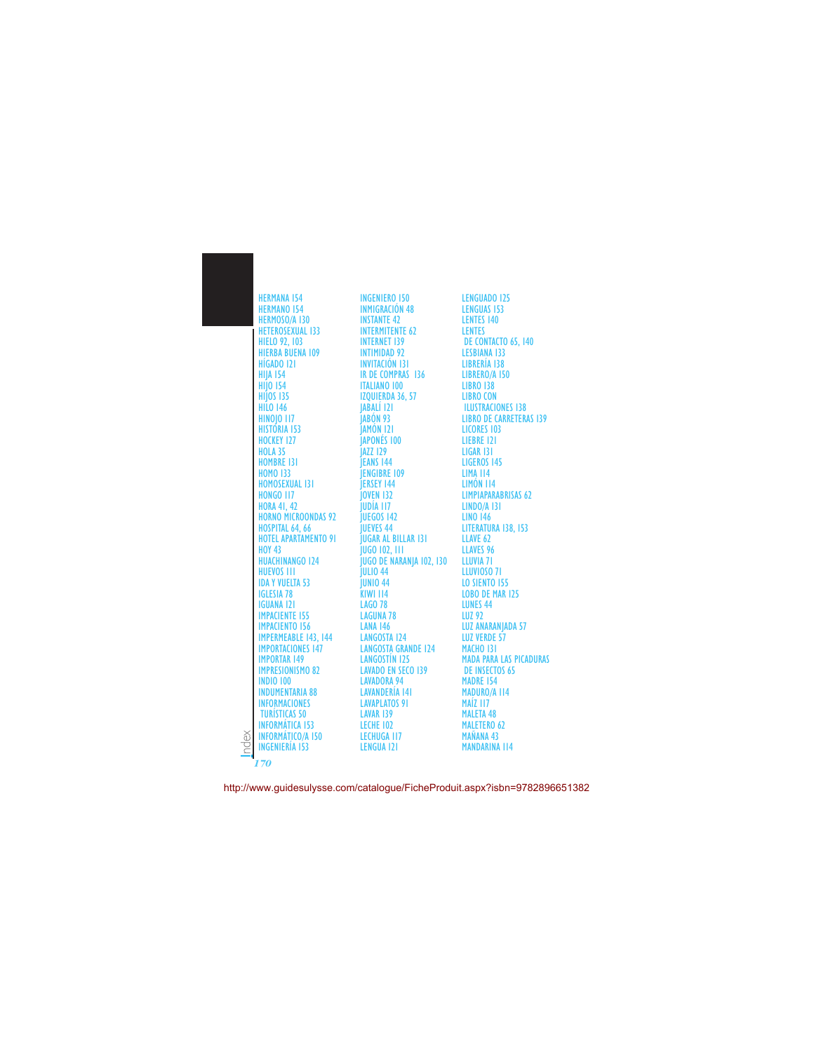HERMANA 154
HERMANO 154
HERMOSO/A 130
HETEROSEXUAL 133
HIELO 92, 103
HIERBA BUENA 109
HÍGADO 121
HIJA 154
HIJO 154
HIJOS 135
HILO 146
HINOJO 117
HISTÓRIA 153
HOCKEY 127
HOLA 35
HOMBRE 131
HOMO 133
HOMOSEXUAL 131
HONGO 117
HORA 41, 42
HORNO MICROONDAS 92
HOSPITAL 64, 66
HOTEL APARTAMENTO 91
HOY 43
HUACHINANGO 124
HUEVOS 111
IDA Y VUELTA 53
IGLESIA 78
IGUANA 121
IMPACIENTE 155
IMPACIENTO 156
IMPERMEABLE 143, 144
IMPORTACIONES 147
IMPORTAR 149
IMPRESIONISMO 82
INDIO 100
INDUMENTARIA 88
INFORMACIONES
 TURÍSTICAS 50
INFORMÁTICA 153
INFORMÁTICO/A 150
INGENIERÍA 153
INGENIERO 150
INMIGRACIÓN 48
INSTANTE 42
INTERMITENTE 62
INTERNET 139
INTIMIDAD 92
INVITACIÓN 131
IR DE COMPRAS 136
ITALIANO 100
IZQUIERDA 36, 57
JABALÍ 121
JABÓN 93
JAMÓN 121
JAPONÉS 100
JAZZ 129
JEANS 144
JENGIBRE 109
JERSEY 144
JOVEN 132
JUDÍA 117
JUEGOS 142
JUEVES 44
JUGAR AL BILLAR 131
JUGO 102, 111
JUGO DE NARANJA 102, 130
JULIO 44
JUNIO 44
KIWI 114
LAGO 78
LAGUNA 78
LANA 146
LANGOSTA 124
LANGOSTA GRANDE 124
LANGOSTÍN 125
LAVADO EN SECO 139
LAVADORA 94
LAVANDERÍA 141
LAVAPLATOS 91
LAVAR 139
LECHE 102
LECHUGA 117
LENGUA 121
LENGUADO 125
LENGUAS 153
LENTES 140
LENTES
 DE CONTACTO 65, 140
LESBIANA 133
LIBRERÍA 138
LIBRERO/A 150
LIBRO 138
LIBRO CON
 ILUSTRACIONES 138
LIBRO DE CARRETERAS 139
LICORES 103
LIEBRE 121
LIGAR 131
LIGEROS 145
LIMA 114
LIMÓN 114
LIMPIAPARABRISAS 62
LINDO/A 131
LINO 146
LITERATURA 138, 153
LLAVE 62
LLAVES 96
LLUVIA 71
LLUVIOSO 71
LO SIENTO 155
LOBO DE MAR 125
LUNES 44
LUZ 92
LUZ ANARANJADA 57
LUZ VERDE 57
MACHO 131
MADA PARA LAS PICADURAS
 DE INSECTOS 65
MADRE 154
MADURO/A 114
MAÍZ 117
MALETA 48
MALETERO 62
MAÑANA 43
MANDARINA 114

http://www.guidesulysse.com/catalogue/FicheProduit.aspx?isbn=9782896651382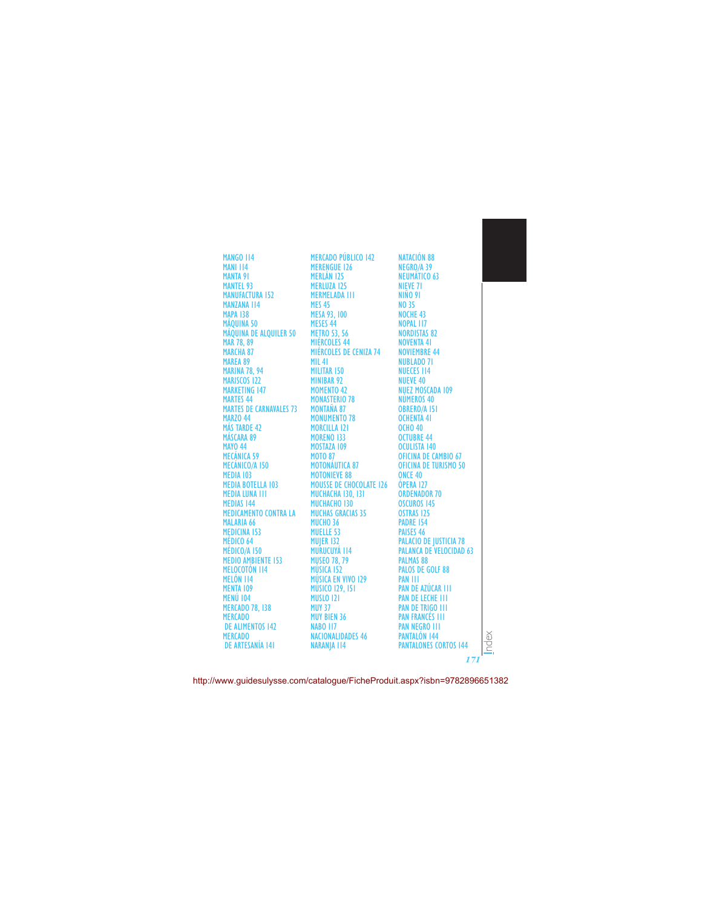MANGO 114
MANI 114
MANTA 91
MANTEL 93
MANUFACTURA 152
MANZANA 114
MAPA 138
MÁQUINA 50
MÁQUINA DE ALQUILER 50
MAR 78, 89
MARCHA 87
MAREA 89
MARINA 78, 94
MARISCOS 122
MARKETING 147
MARTES 44
MARTES DE CARNAVALES 73
MARZO 44
MÁS TARDE 42
MÁSCARA 89
MAYO 44
MECÁNICA 59
MECÁNICO/A 150
MEDIA 103
MEDIA BOTELLA 103
MEDIA LUNA 111
MEDIAS 144
MEDICAMENTO CONTRA LA MALARIA 66
MEDICINA 153
MÉDICO 64
MÉDICO/A 150
MEDIO AMBIENTE 153
MELOCOTÓN 114
MELÓN 114
MENTA 109
MENÚ 104
MERCADO 78, 138
MERCADO DE ALIMENTOS 142
MERCADO DE ARTESANÍA 141
MERCADO PÚBLICO 142
MERENGUE 126
MERLÁN 125
MERLUZA 125
MERMELADA 111
MES 45
MESA 93, 100
MESES 44
METRO 53, 56
MIÉRCOLES 44
MIÉRCOLES DE CENIZA 74
MIL 41
MILITAR 150
MINIBAR 92
MOMENTO 42
MONASTERIO 78
MONTAÑA 87
MONUMENTO 78
MORCILLA 121
MORENO 133
MOSTAZA 109
MOTO 87
MOTONÁUTICA 87
MOTONIEVE 88
MOUSSE DE CHOCOLATE 126
MUCHACHA 130, 131
MUCHACHO 130
MUCHAS GRACIAS 35
MUCHO 36
MUELLE 53
MUJER 132
MURUCUYÁ 114
MUSEO 78, 79
MÚSICA 152
MÚSICA EN VIVO 129
MÚSICO 129, 151
MUSLO 121
MUY 37
MUY BIEN 36
NABO 117
NACIONALIDADES 46
NARANJA 114
NATACIÓN 88
NEGRO/A 39
NEUMÁTICO 63
NIEVE 71
NIÑO 91
NO 35
NOCHE 43
NOPAL 117
NORDISTAS 82
NOVENTA 41
NOVIEMBRE 44
NUBLADO 71
NUECES 114
NUEVE 40
NUEZ MOSCADA 109
NÚMEROS 40
OBRERO/A 151
OCHENTA 41
OCHO 40
OCTUBRE 44
OCULISTA 140
OFICINA DE CAMBIO 67
OFICINA DE TURISMO 50
ONCE 40
ÓPERA 127
ORDENADOR 70
OSCUROS 145
OSTRAS 125
PADRE 154
PAÍSES 46
PALACIO DE JUSTICIA 78
PALANCA DE VELOCIDAD 63
PALMAS 88
PALOS DE GOLF 88
PAN 111
PAN DE AZÚCAR 111
PAN DE LECHE 111
PAN DE TRIGO 111
PAN FRANCÉS 111
PAN NEGRO 111
PANTALÓN 144
PANTALONES CORTOS 144

http://www.guidesulysse.com/catalogue/FicheProduit.aspx?isbn=9782896651382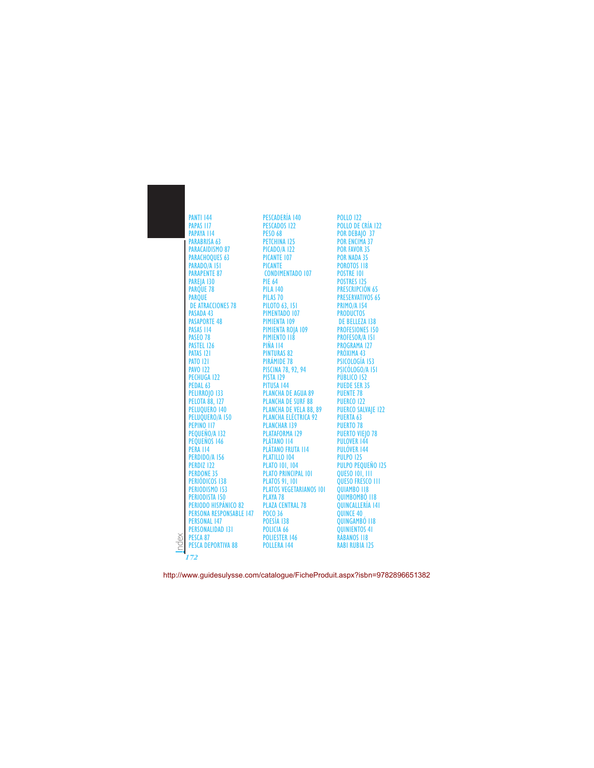PANTI 144
PAPAS 117
PAPAYA 114
PARABRISA 63
PARACAIDISMO 87
PARACHOQUES 63
PARADO/A 151
PARAPENTE 87
PAREJA 130
PARQUE 78
PARQUE DE ATRACCIONES 78
PASADA 43
PASAPORTE 48
PASAS 114
PASEO 78
PASTEL 126
PATAS 121
PATO 121
PAVO 122
PECHUGA 122
PEDAL 63
PELIRROJO 133
PELOTA 88, 127
PELUQUERO 140
PELUQUERO/A 150
PEPINO 117
PEQUEÑO/A 132
PEQUEÑOS 146
PERA 114
PERDIDO/A 156
PERDIZ 122
PERDONE 35
PERIÓDICOS 138
PERIODISMO 153
PERIODISTA 150
PERIODO HISPÁNICO 82
PERSONA RESPONSABLE 147
PERSONAL 147
PERSONALIDAD 131
PESCA 87
PESCA DEPORTIVA 88
PESCADERÍA 140
PESCADOS 122
PESO 68
PETCHINA 125
PICADO/A 122
PICANTE 107
PICANTE CONDIMENTADO 107
PIE 64
PILA 140
PILAS 70
PILOTO 63, 151
PIMENTADO 107
PIMIENTA 109
PIMIENTA ROJA 109
PIMIENTO 118
PIÑA 114
PINTURAS 82
PIRÁMIDE 78
PISCINA 78, 92, 94
PISTA 129
PITUSA 144
PLANCHA DE AGUA 89
PLANCHA DE SURF 88
PLANCHA DE VELA 88, 89
PLANCHA ELÉCTRICA 92
PLANCHAR 139
PLATAFORMA 129
PLÁTANO 114
PLÁTANO FRUTA 114
PLATILLO 104
PLATO 101, 104
PLATO PRINCIPAL 101
PLATOS 91, 101
PLATOS VEGETARIANOS 101
PLAYA 78
PLAZA CENTRAL 78
POCO 36
POESÍA 138
POLICIA 66
POLIESTER 146
POLLERA 144
POLLO 122
POLLO DE CRÍA 122
POR DEBAJO 37
POR ENCIMA 37
POR FAVOR 35
POR NADA 35
POROTOS 118
POSTRE 101
POSTRES 125
PRESCRIPCIÓN 65
PRESERVATIVOS 65
PRIMO/A 154
PRODUCTOS DE BELLEZA 138
PROFESIONES 150
PROFESOR/A 151
PROGRAMA 127
PRÓXIMA 43
PSICOLOGÍA 153
PSICÓLOGO/A 151
PÚBLICO 152
PUEDE SER 35
PUENTE 78
PUERCO 122
PUERCO SALVAJE 122
PUERTA 63
PUERTO 78
PUERTO VIEJO 78
PULOVER 144
PULÓVER 144
PULPO 125
PULPO PEQUEÑO 125
QUESO 101, 111
QUESO FRESCO 111
QUIAMBO 118
QUIMBOMBÓ 118
QUINCALLERÍA 141
QUINCE 40
QUINGAMBÓ 118
QUINIENTOS 41
RÁBANOS 118
RABI RUBIA 125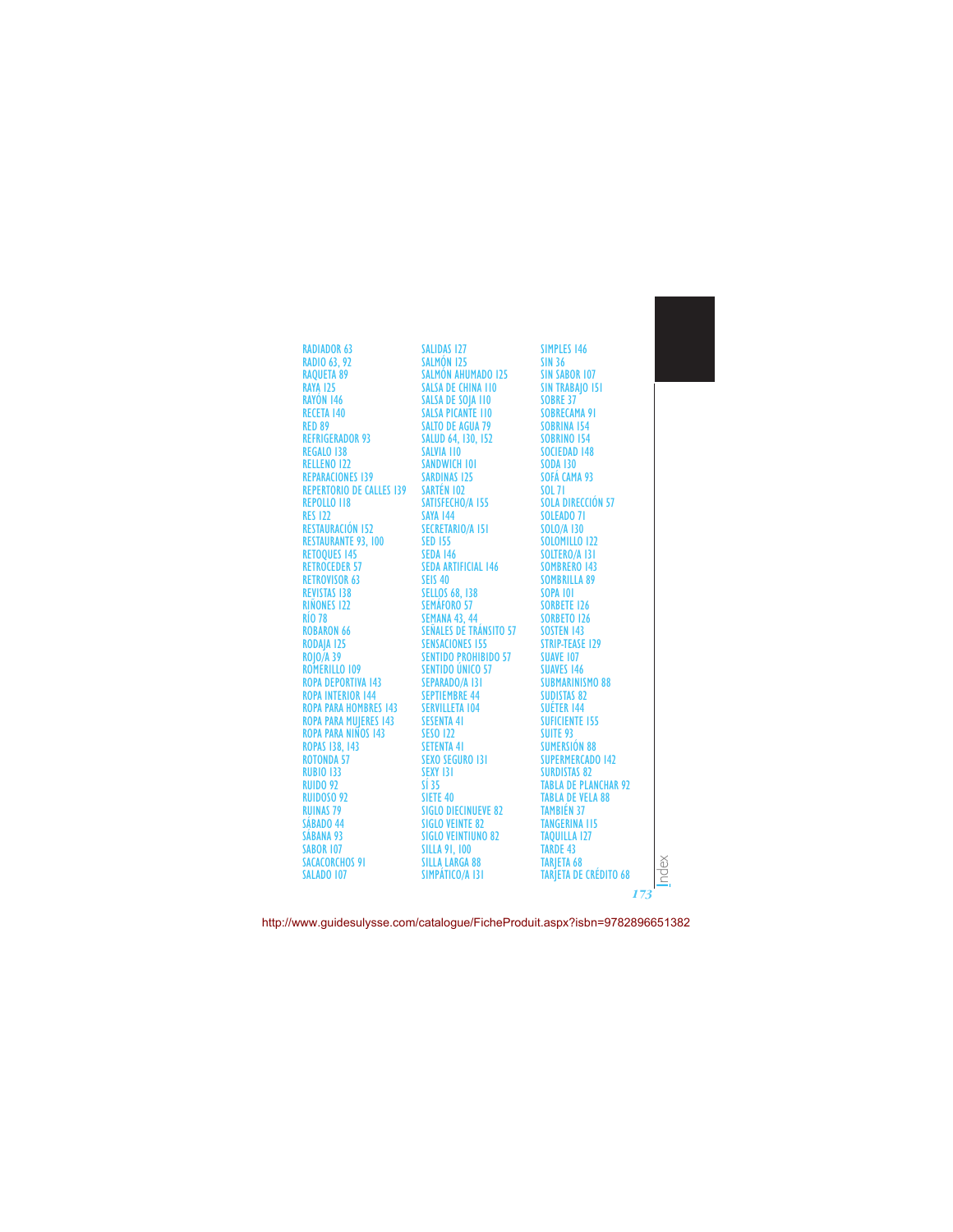RADIADOR 63
RADIO 63, 92
RAQUETA 89
RAYA 125
RAYÓN 146
RECETA 140
RED 89
REFRIGERADOR 93
REGALO 138
RELLENO 122
REPARACIONES 139
REPERTORIO DE CALLES 139
REPOLLO 118
RES 122
RESTAURACIÓN 152
RESTAURANTE 93, 100
RETOQUES 145
RETROCEDER 57
RETROVISOR 63
REVISTAS 138
RIÑONES 122
RÍO 78
ROBARON 66
RODAJA 125
ROJO/A 39
ROMERILLO 109
ROPA DEPORTIVA 143
ROPA INTERIOR 144
ROPA PARA HOMBRES 143
ROPA PARA MUJERES 143
ROPA PARA NIÑOS 143
ROPAS 138, 143
ROTONDA 57
RUBIO 133
RUIDO 92
RUIDOSO 92
RUINAS 79
SÁBADO 44
SÁBANA 93
SABOR 107
SACACORCHOS 91
SALADO 107
SALIDAS 127
SALMÓN 125
SALMÓN AHUMADO 125
SALSA DE CHINA 110
SALSA DE SOJA 110
SALSA PICANTE 110
SALTO DE AGUA 79
SALUD 64, 130, 152
SALVIA 110
SANDWICH 101
SARDINAS 125
SARTÉN 102
SATISFECHO/A 155
SAYA 144
SECRETARIO/A 151
SED 155
SEDA 146
SEDA ARTIFICIAL 146
SEIS 40
SELLOS 68, 138
SEMÁFORO 57
SEMANA 43, 44
SEÑALES DE TRÁNSITO 57
SENSACIONES 155
SENTIDO PROHIBIDO 57
SENTIDO ÚNICO 57
SEPARADO/A 131
SEPTIEMBRE 44
SERVILLETA 104
SESENTA 41
SESO 122
SETENTA 41
SEXO SEGURO 131
SEXY 131
SÍ 35
SIETE 40
SIGLO DIECINUEVE 82
SIGLO VEINTE 82
SIGLO VEINTIUNO 82
SILLA 91, 100
SILLA LARGA 88
SIMPÁTICO/A 131
SIMPLES 146
SIN 36
SIN SABOR 107
SIN TRABAJO 151
SOBRE 37
SOBRECAMA 91
SOBRINA 154
SOBRINO 154
SOCIEDAD 148
SODA 130
SOFÁ CAMA 93
SOL 71
SOLA DIRECCIÓN 57
SOLEADO 71
SOLO/A 130
SOLOMILLO 122
SOLTERO/A 131
SOMBRERO 143
SOMBRILLA 89
SOPA 101
SORBETE 126
SORBETO 126
SOSTEN 143
STRIP-TEASE 129
SUAVE 107
SUAVES 146
SUBMARINISMO 88
SUDISTAS 82
SUÉTER 144
SUFICIENTE 155
SUITE 93
SUMERSIÓN 88
SUPERMERCADO 142
SURDISTAS 82
TABLA DE PLANCHAR 92
TABLA DE VELA 88
TAMBIÉN 37
TANGERINA 115
TAQUILLA 127
TARDE 43
TARJETA 68
TARJETA DE CRÉDITO 68

http://www.guidesulysse.com/catalogue/FicheProduit.aspx?isbn=9782896651382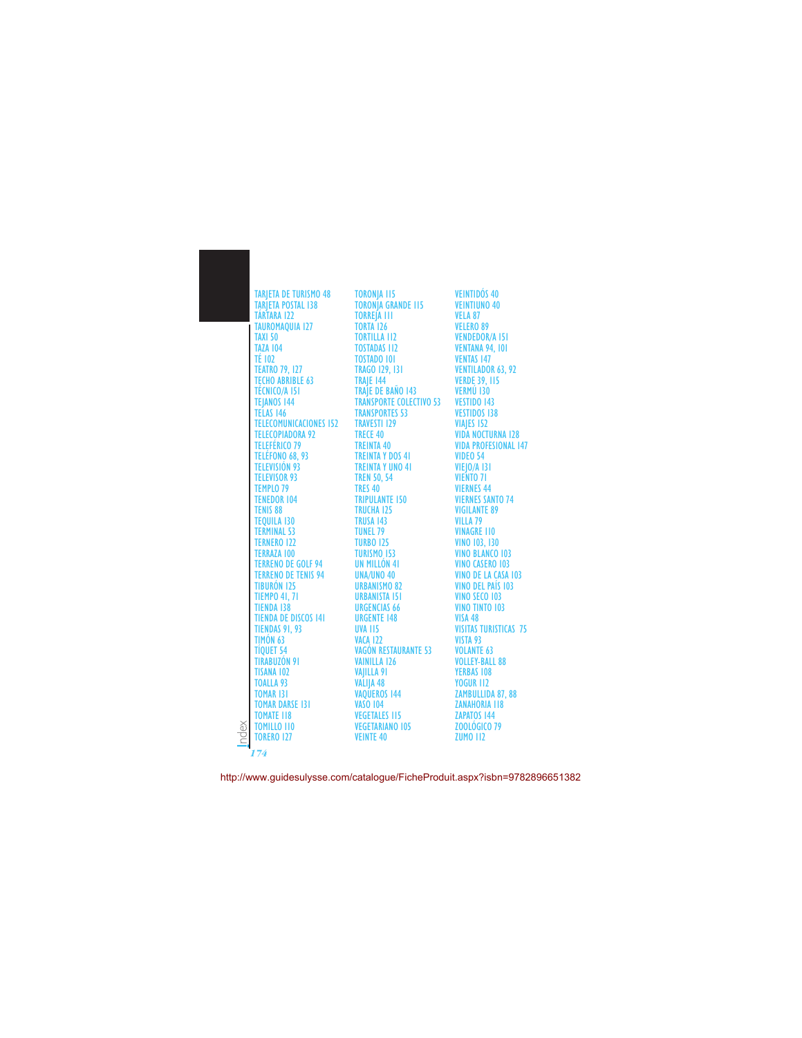TARJETA DE TURISMO 48
TARJETA POSTAL 138
TÁRTARA 122
TAUROMAQUIA 127
TAXI 50
TAZA 104
TÉ 102
TEATRO 79, 127
TECHO ABRIBLE 63
TÉCNICO/A 151
TEJANOS 144
TELAS 146
TELECOMUNICACIONES 152
TELECOPIADORA 92
TELEFÉRICO 79
TELÉFONO 68, 93
TELEVISIÓN 93
TELEVISOR 93
TEMPLO 79
TENEDOR 104
TENIS 88
TEQUILA 130
TERMINAL 53
TERNERO 122
TERRAZA 100
TERRENO DE GOLF 94
TERRENO DE TENIS 94
TIBURÓN 125
TIEMPO 41, 71
TIENDA 138
TIENDA DE DISCOS 141
TIENDAS 91, 93
TIMÓN 63
TÍQUET 54
TIRABUZÓN 91
TISANA 102
TOALLA 93
TOMAR 131
TOMAR DARSE 131
TOMATE 118
TOMILLO 110
TORERO 127
TORONJA 115
TORONJA GRANDE 115
TORREJA 111
TORTA 126
TORTILLA 112
TOSTADAS 112
TOSTADO 101
TRAGO 129, 131
TRAJE 144
TRAJE DE BAÑO 143
TRANSPORTE COLECTIVO 53
TRANSPORTES 53
TRAVESTI 129
TRECE 40
TREINTA 40
TREINTA Y DOS 41
TREINTA Y UNO 41
TREN 50, 54
TRES 40
TRIPULANTE 150
TRUCHA 125
TRUSA 143
TUNEL 79
TURBO 125
TURISMO 153
UN MILLÓN 41
UNA/UNO 40
URBANISMO 82
URBANISTA 151
URGENCIAS 66
URGENTE 148
UVA 115
VACA 122
VAGÓN RESTAURANTE 53
VAINILLA 126
VAJILLA 91
VALIJA 48
VAQUEROS 144
VASO 104
VEGETALES 115
VEGETARIANO 105
VEINTE 40
VEINTIDÓS 40
VEINTIUNO 40
VELA 87
VELERO 89
VENDEDOR/A 151
VENTANA 94, 101
VENTAS 147
VENTILADOR 63, 92
VERDE 39, 115
VERMÚ 130
VESTIDO 143
VESTIDOS 138
VIAJES 152
VIDA NOCTURNA 128
VIDA PROFESIONAL 147
VIDEO 54
VIEJO/A 131
VIENTO 71
VIERNES 44
VIERNES SANTO 74
VIGILANTE 89
VILLA 79
VINAGRE 110
VINO 103, 130
VINO BLANCO 103
VINO CASERO 103
VINO DE LA CASA 103
VINO DEL PAÍS 103
VINO SECO 103
VINO TINTO 103
VISA 48
VISITAS TURISTICAS 75
VISTA 93
VOLANTE 63
VOLLEY-BALL 88
YERBAS 108
YOGUR 112
ZAMBULLIDA 87, 88
ZANAHORIA 118
ZAPATOS 144
ZOOLÓGICO 79
ZUMO 112

http://www.guidesulysse.com/catalogue/FicheProduit.aspx?isbn=9782896651382